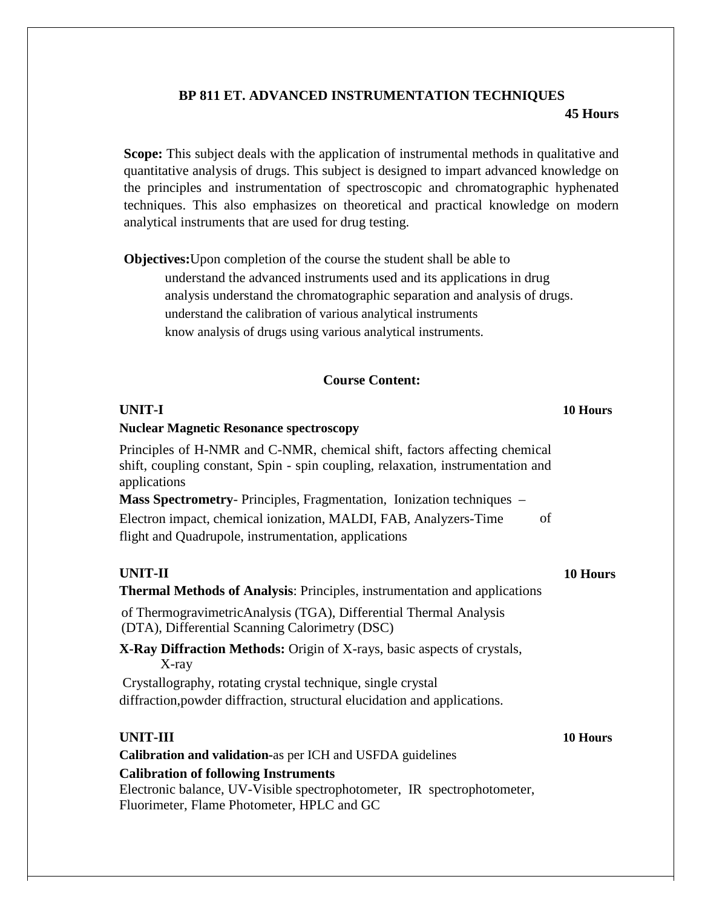# BP 811 ET. ADVANCED INSTRUMENTATION TECHNIQUES

**45 Hours**

**Scope:** This subject deals with the application of instrumental methods in qualitative and quantitative analysis of drugs. This subject is designed to impart advanced knowledge on the principles and instrumentation of spectroscopic and chromatographic hyphenated techniques. This also emphasizes on theoretical and practical knowledge on modern analytical instruments that are used for drug testing.

**Objectives:** Upon completion of the course the student shall be able to
- understand the advanced instruments used and its applications in drug analysis
- understand the chromatographic separation and analysis of drugs.
- understand the calibration of various analytical instruments
- know analysis of drugs using various analytical instruments.

## Course Content:

### UNIT-I — 10 Hours

**Nuclear Magnetic Resonance spectroscopy**

Principles of H-NMR and C-NMR, chemical shift, factors affecting chemical shift, coupling constant, Spin - spin coupling, relaxation, instrumentation and applications

**Mass Spectrometry**- Principles, Fragmentation, Ionization techniques – Electron impact, chemical ionization, MALDI, FAB, Analyzers-Time of flight and Quadrupole, instrumentation, applications

### UNIT-II — 10 Hours

**Thermal Methods of Analysis**: Principles, instrumentation and applications of ThermogravimetricAnalysis (TGA), Differential Thermal Analysis (DTA), Differential Scanning Calorimetry (DSC)

**X-Ray Diffraction Methods:** Origin of X-rays, basic aspects of crystals, X-ray Crystallography, rotating crystal technique, single crystal diffraction,powder diffraction, structural elucidation and applications.

### UNIT-III — 10 Hours

**Calibration and validation-**as per ICH and USFDA guidelines

**Calibration of following Instruments**

Electronic balance, UV-Visible spectrophotometer, IR spectrophotometer, Fluorimeter, Flame Photometer, HPLC and GC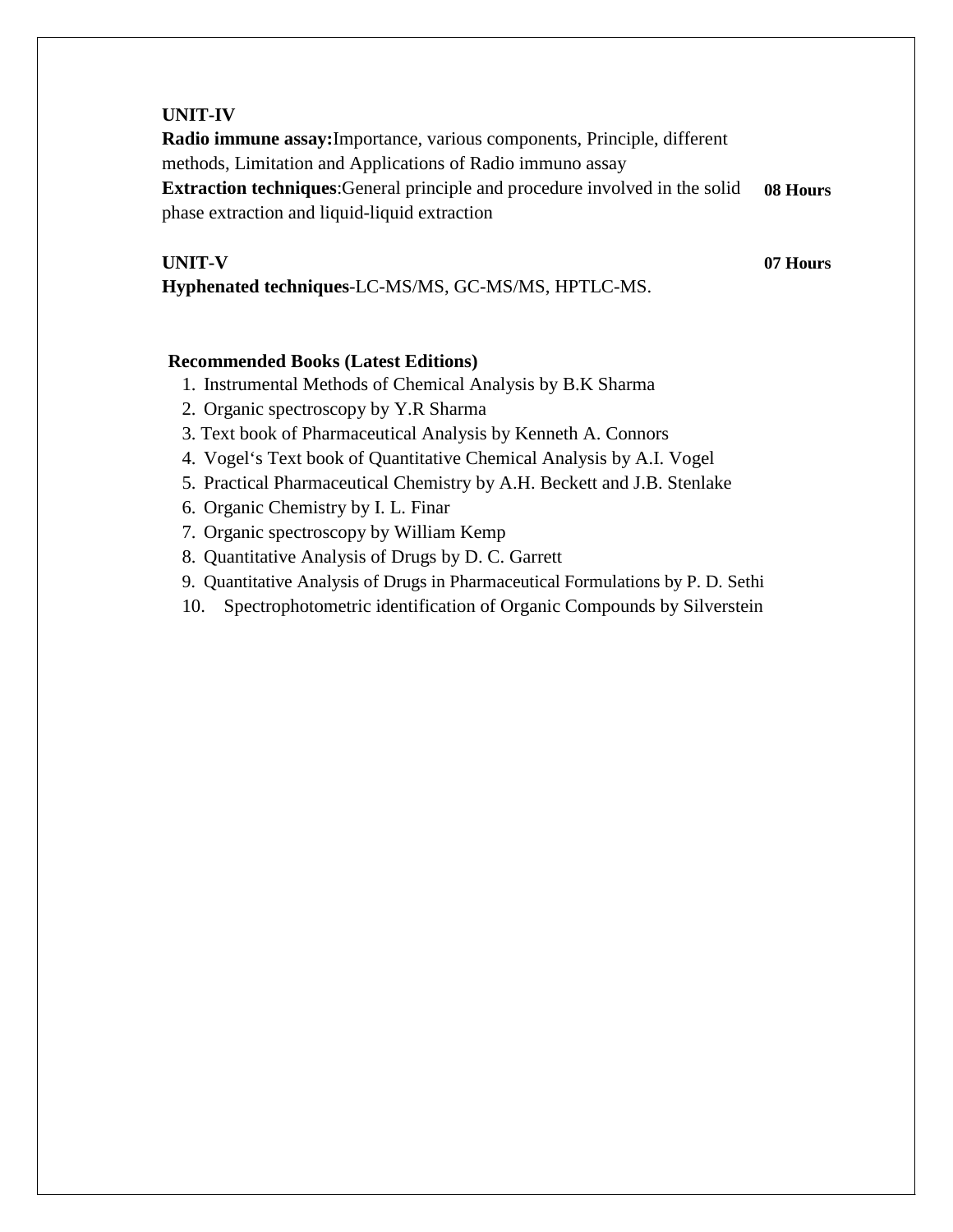**UNIT-IV**

**Radio immune assay:**Importance, various components, Principle, different methods, Limitation and Applications of Radio immuno assay

**Extraction techniques**:General principle and procedure involved in the solid phase extraction and liquid-liquid extraction **08 Hours**

**UNIT-V** **07 Hours**

**Hyphenated techniques**-LC-MS/MS, GC-MS/MS, HPTLC-MS.

**Recommended Books (Latest Editions)**

1. Instrumental Methods of Chemical Analysis by B.K Sharma
2. Organic spectroscopy by Y.R Sharma
3. Text book of Pharmaceutical Analysis by Kenneth A. Connors
4. Vogel's Text book of Quantitative Chemical Analysis by A.I. Vogel
5. Practical Pharmaceutical Chemistry by A.H. Beckett and J.B. Stenlake
6. Organic Chemistry by I. L. Finar
7. Organic spectroscopy by William Kemp
8. Quantitative Analysis of Drugs by D. C. Garrett
9. Quantitative Analysis of Drugs in Pharmaceutical Formulations by P. D. Sethi
10. Spectrophotometric identification of Organic Compounds by Silverstein